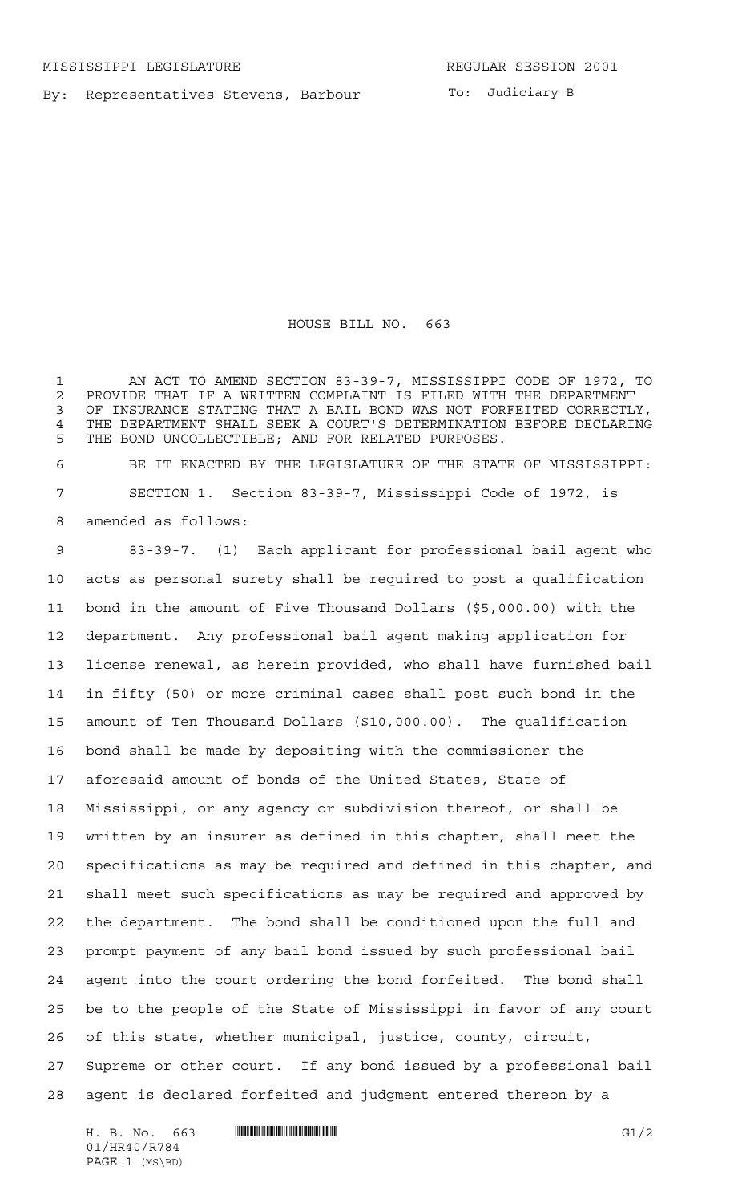MISSISSIPPI LEGISLATURE REGULAR SESSION 2001

By: Representatives Stevens, Barbour

To: Judiciary B

# HOUSE BILL NO. 663

AN ACT TO AMEND SECTION 83-39-7, MISSISSIPPI CODE OF 1972, TO PROVIDE THAT IF A WRITTEN COMPLAINT IS FILED WITH THE DEPARTMENT OF INSURANCE STATING THAT A BAIL BOND WAS NOT FORFEITED CORRECTLY, THE DEPARTMENT SHALL SEEK A COURT'S DETERMINATION BEFORE DECLARING THE BOND UNCOLLECTIBLE; AND FOR RELATED PURPOSES.

BE IT ENACTED BY THE LEGISLATURE OF THE STATE OF MISSISSIPPI:

SECTION 1. Section 83-39-7, Mississippi Code of 1972, is amended as follows:

83-39-7. (1) Each applicant for professional bail agent who acts as personal surety shall be required to post a qualification bond in the amount of Five Thousand Dollars ($5,000.00) with the department. Any professional bail agent making application for license renewal, as herein provided, who shall have furnished bail in fifty (50) or more criminal cases shall post such bond in the amount of Ten Thousand Dollars ($10,000.00). The qualification bond shall be made by depositing with the commissioner the aforesaid amount of bonds of the United States, State of Mississippi, or any agency or subdivision thereof, or shall be written by an insurer as defined in this chapter, shall meet the specifications as may be required and defined in this chapter, and shall meet such specifications as may be required and approved by the department. The bond shall be conditioned upon the full and prompt payment of any bail bond issued by such professional bail agent into the court ordering the bond forfeited. The bond shall be to the people of the State of Mississippi in favor of any court of this state, whether municipal, justice, county, circuit, Supreme or other court. If any bond issued by a professional bail agent is declared forfeited and judgment entered thereon by a

H. B. No. 663
01/HR40/R784
PAGE 1 (MS\BD)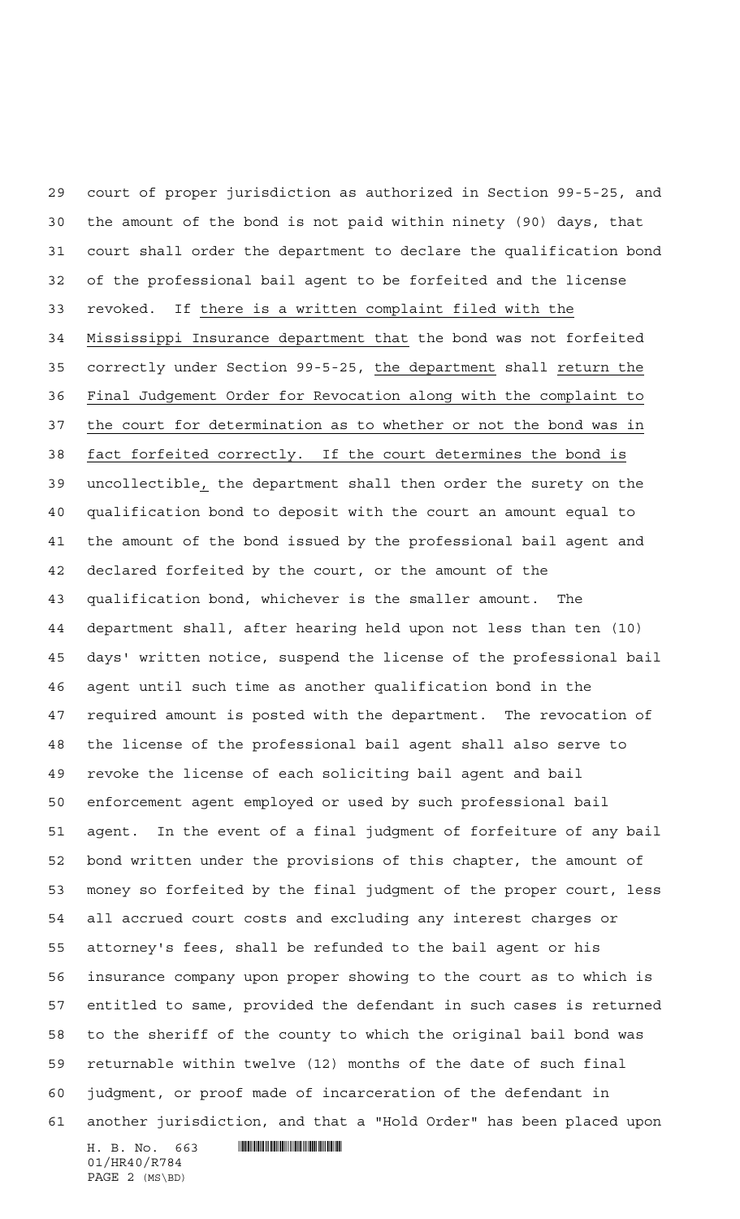court of proper jurisdiction as authorized in Section 99-5-25, and the amount of the bond is not paid within ninety (90) days, that court shall order the department to declare the qualification bond of the professional bail agent to be forfeited and the license revoked. If there is a written complaint filed with the Mississippi Insurance department that the bond was not forfeited correctly under Section 99-5-25, the department shall return the Final Judgement Order for Revocation along with the complaint to the court for determination as to whether or not the bond was in fact forfeited correctly. If the court determines the bond is uncollectible, the department shall then order the surety on the qualification bond to deposit with the court an amount equal to the amount of the bond issued by the professional bail agent and declared forfeited by the court, or the amount of the qualification bond, whichever is the smaller amount. The department shall, after hearing held upon not less than ten (10) days' written notice, suspend the license of the professional bail agent until such time as another qualification bond in the required amount is posted with the department. The revocation of the license of the professional bail agent shall also serve to revoke the license of each soliciting bail agent and bail enforcement agent employed or used by such professional bail agent. In the event of a final judgment of forfeiture of any bail bond written under the provisions of this chapter, the amount of money so forfeited by the final judgment of the proper court, less all accrued court costs and excluding any interest charges or attorney's fees, shall be refunded to the bail agent or his insurance company upon proper showing to the court as to which is entitled to same, provided the defendant in such cases is returned to the sheriff of the county to which the original bail bond was returnable within twelve (12) months of the date of such final judgment, or proof made of incarceration of the defendant in another jurisdiction, and that a "Hold Order" has been placed upon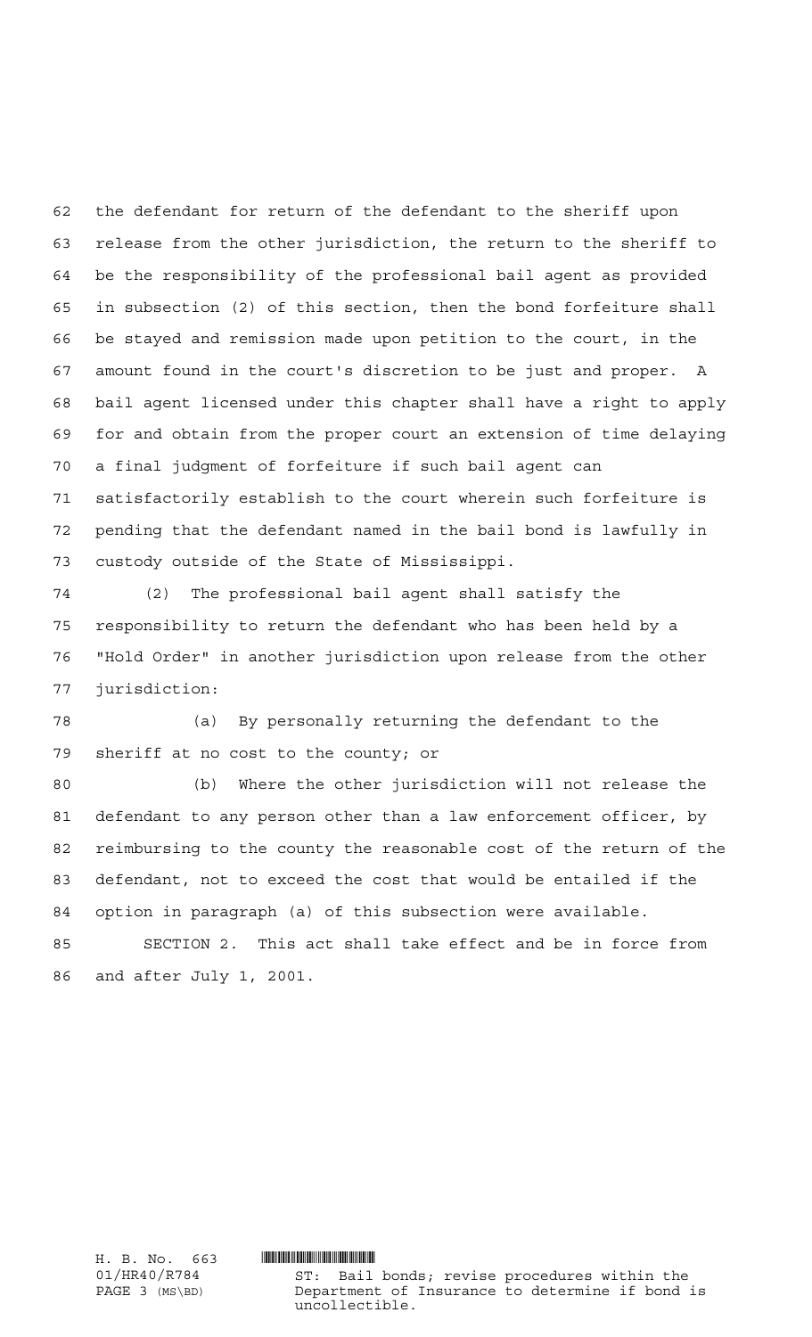the defendant for return of the defendant to the sheriff upon release from the other jurisdiction, the return to the sheriff to be the responsibility of the professional bail agent as provided in subsection (2) of this section, then the bond forfeiture shall be stayed and remission made upon petition to the court, in the amount found in the court's discretion to be just and proper. A bail agent licensed under this chapter shall have a right to apply for and obtain from the proper court an extension of time delaying a final judgment of forfeiture if such bail agent can satisfactorily establish to the court wherein such forfeiture is pending that the defendant named in the bail bond is lawfully in custody outside of the State of Mississippi.

(2) The professional bail agent shall satisfy the responsibility to return the defendant who has been held by a "Hold Order" in another jurisdiction upon release from the other jurisdiction:

(a) By personally returning the defendant to the sheriff at no cost to the county; or

(b) Where the other jurisdiction will not release the defendant to any person other than a law enforcement officer, by reimbursing to the county the reasonable cost of the return of the defendant, not to exceed the cost that would be entailed if the option in paragraph (a) of this subsection were available.

SECTION 2. This act shall take effect and be in force from and after July 1, 2001.

ST: Bail bonds; revise procedures within the Department of Insurance to determine if bond is uncollectible.